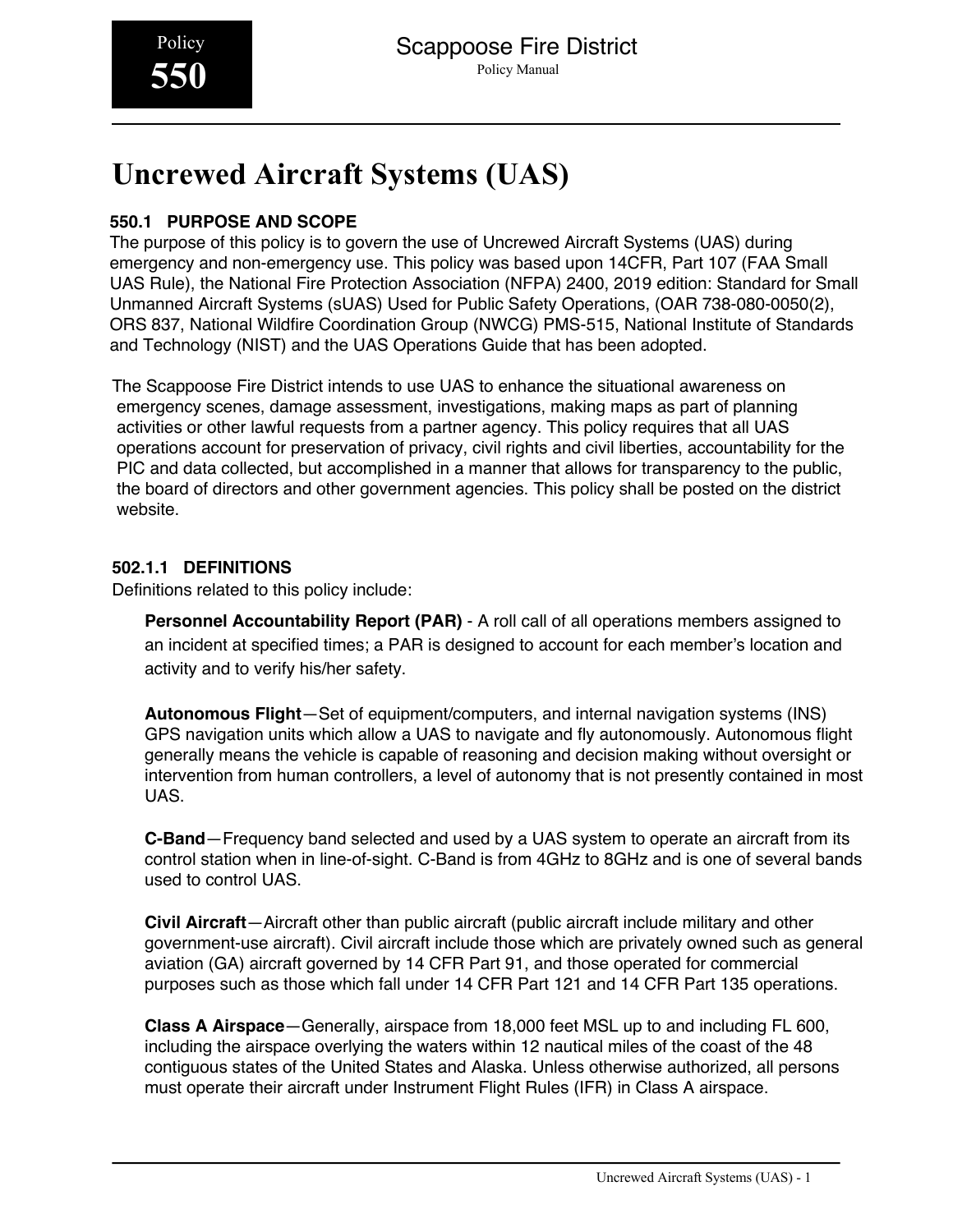Policy **550**

# Scappoose Fire District

Policy Manual

# Uncrewed Aircraft Systems (UAS)

## 550.1 PURPOSE AND SCOPE

The purpose of this policy is to govern the use of Uncrewed Aircraft Systems (UAS) during emergency and non-emergency use. This policy was based upon 14CFR, Part 107 (FAA Small UAS Rule), the National Fire Protection Association (NFPA) 2400, 2019 edition: Standard for Small Unmanned Aircraft Systems (sUAS) Used for Public Safety Operations, (OAR 738-080-0050(2), ORS 837, National Wildfire Coordination Group (NWCG) PMS-515, National Institute of Standards and Technology (NIST) and the UAS Operations Guide that has been adopted.

The Scappoose Fire District intends to use UAS to enhance the situational awareness on emergency scenes, damage assessment, investigations, making maps as part of planning activities or other lawful requests from a partner agency. This policy requires that all UAS operations account for preservation of privacy, civil rights and civil liberties, accountability for the PIC and data collected, but accomplished in a manner that allows for transparency to the public, the board of directors and other government agencies. This policy shall be posted on the district website.

### 502.1.1 DEFINITIONS

Definitions related to this policy include:

**Personnel Accountability Report (PAR)** - A roll call of all operations members assigned to an incident at specified times; a PAR is designed to account for each member's location and activity and to verify his/her safety.

**Autonomous Flight**—Set of equipment/computers, and internal navigation systems (INS) GPS navigation units which allow a UAS to navigate and fly autonomously. Autonomous flight generally means the vehicle is capable of reasoning and decision making without oversight or intervention from human controllers, a level of autonomy that is not presently contained in most UAS.

**C-Band**—Frequency band selected and used by a UAS system to operate an aircraft from its control station when in line-of-sight. C-Band is from 4GHz to 8GHz and is one of several bands used to control UAS.

**Civil Aircraft**—Aircraft other than public aircraft (public aircraft include military and other government-use aircraft). Civil aircraft include those which are privately owned such as general aviation (GA) aircraft governed by 14 CFR Part 91, and those operated for commercial purposes such as those which fall under 14 CFR Part 121 and 14 CFR Part 135 operations.

**Class A Airspace**—Generally, airspace from 18,000 feet MSL up to and including FL 600, including the airspace overlying the waters within 12 nautical miles of the coast of the 48 contiguous states of the United States and Alaska. Unless otherwise authorized, all persons must operate their aircraft under Instrument Flight Rules (IFR) in Class A airspace.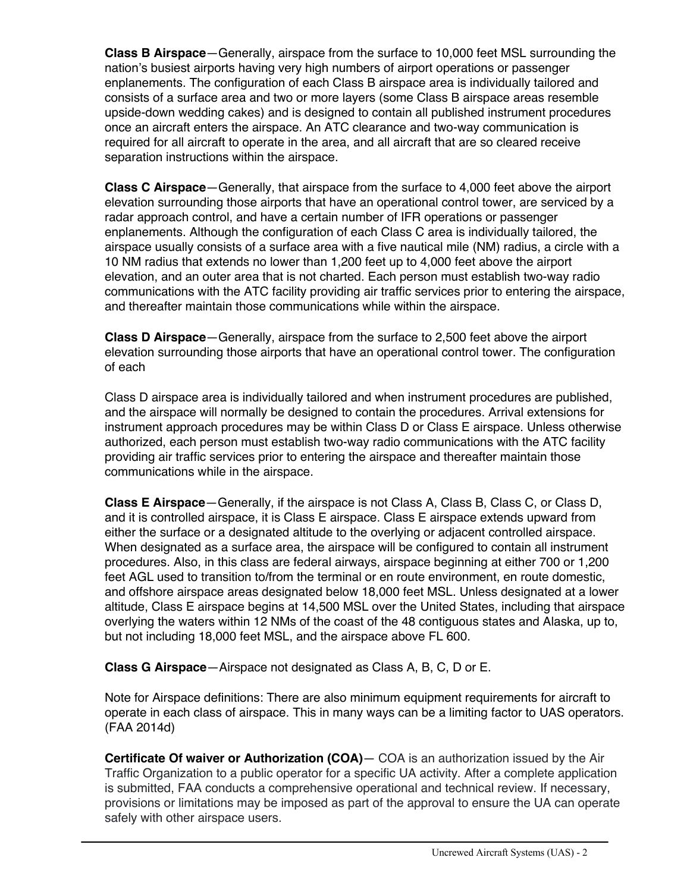**Class B Airspace**—Generally, airspace from the surface to 10,000 feet MSL surrounding the nation's busiest airports having very high numbers of airport operations or passenger enplanements. The configuration of each Class B airspace area is individually tailored and consists of a surface area and two or more layers (some Class B airspace areas resemble upside-down wedding cakes) and is designed to contain all published instrument procedures once an aircraft enters the airspace. An ATC clearance and two-way communication is required for all aircraft to operate in the area, and all aircraft that are so cleared receive separation instructions within the airspace.

**Class C Airspace**—Generally, that airspace from the surface to 4,000 feet above the airport elevation surrounding those airports that have an operational control tower, are serviced by a radar approach control, and have a certain number of IFR operations or passenger enplanements. Although the configuration of each Class C area is individually tailored, the airspace usually consists of a surface area with a five nautical mile (NM) radius, a circle with a 10 NM radius that extends no lower than 1,200 feet up to 4,000 feet above the airport elevation, and an outer area that is not charted. Each person must establish two-way radio communications with the ATC facility providing air traffic services prior to entering the airspace, and thereafter maintain those communications while within the airspace.

**Class D Airspace**—Generally, airspace from the surface to 2,500 feet above the airport elevation surrounding those airports that have an operational control tower. The configuration of each

Class D airspace area is individually tailored and when instrument procedures are published, and the airspace will normally be designed to contain the procedures. Arrival extensions for instrument approach procedures may be within Class D or Class E airspace. Unless otherwise authorized, each person must establish two-way radio communications with the ATC facility providing air traffic services prior to entering the airspace and thereafter maintain those communications while in the airspace.

**Class E Airspace**—Generally, if the airspace is not Class A, Class B, Class C, or Class D, and it is controlled airspace, it is Class E airspace. Class E airspace extends upward from either the surface or a designated altitude to the overlying or adjacent controlled airspace. When designated as a surface area, the airspace will be configured to contain all instrument procedures. Also, in this class are federal airways, airspace beginning at either 700 or 1,200 feet AGL used to transition to/from the terminal or en route environment, en route domestic, and offshore airspace areas designated below 18,000 feet MSL. Unless designated at a lower altitude, Class E airspace begins at 14,500 MSL over the United States, including that airspace overlying the waters within 12 NMs of the coast of the 48 contiguous states and Alaska, up to, but not including 18,000 feet MSL, and the airspace above FL 600.

**Class G Airspace**—Airspace not designated as Class A, B, C, D or E.

Note for Airspace definitions: There are also minimum equipment requirements for aircraft to operate in each class of airspace. This in many ways can be a limiting factor to UAS operators. (FAA 2014d)

**Certificate Of waiver or Authorization (COA)**— COA is an authorization issued by the Air Traffic Organization to a public operator for a specific UA activity. After a complete application is submitted, FAA conducts a comprehensive operational and technical review. If necessary, provisions or limitations may be imposed as part of the approval to ensure the UA can operate safely with other airspace users.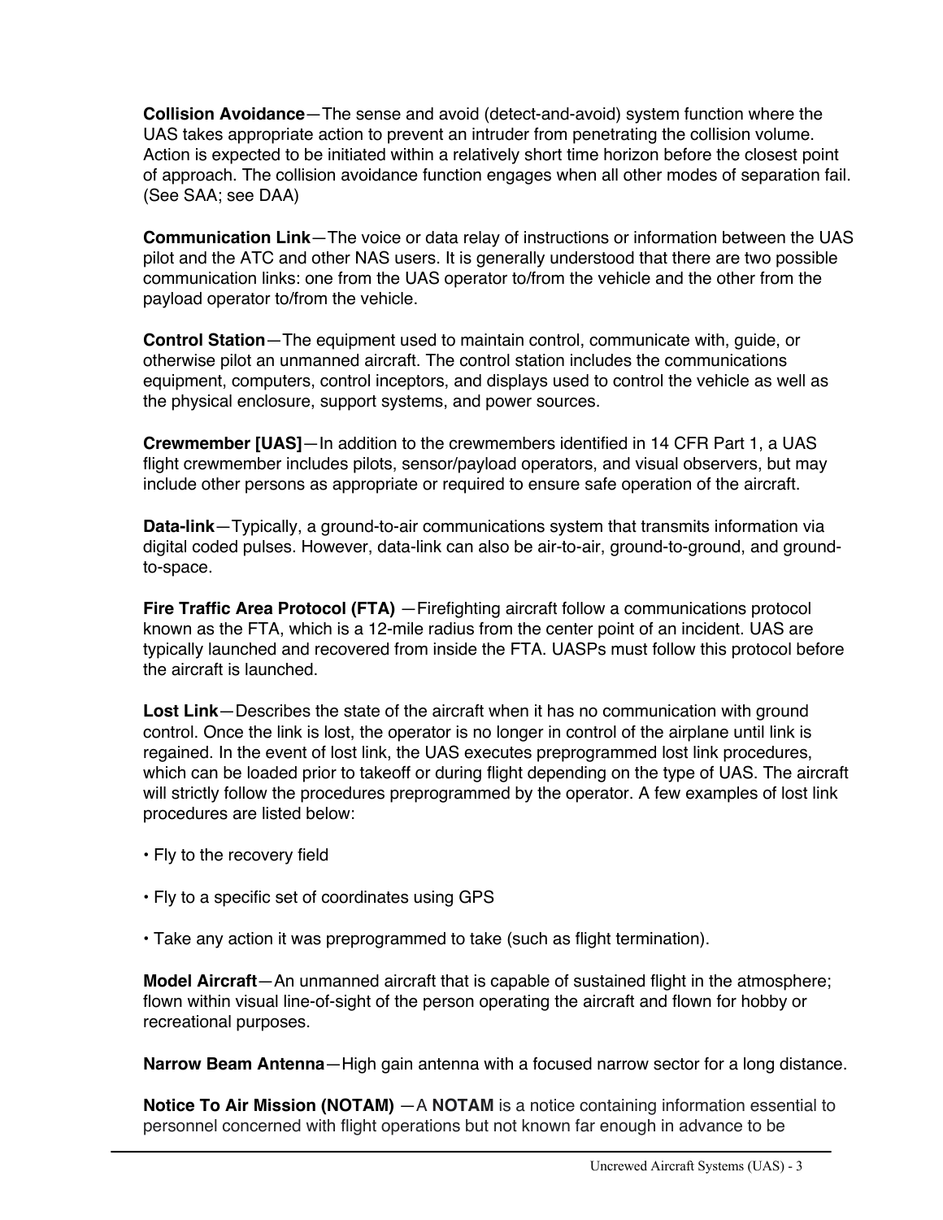**Collision Avoidance**—The sense and avoid (detect-and-avoid) system function where the UAS takes appropriate action to prevent an intruder from penetrating the collision volume. Action is expected to be initiated within a relatively short time horizon before the closest point of approach. The collision avoidance function engages when all other modes of separation fail. (See SAA; see DAA)

**Communication Link**—The voice or data relay of instructions or information between the UAS pilot and the ATC and other NAS users. It is generally understood that there are two possible communication links: one from the UAS operator to/from the vehicle and the other from the payload operator to/from the vehicle.

**Control Station**—The equipment used to maintain control, communicate with, guide, or otherwise pilot an unmanned aircraft. The control station includes the communications equipment, computers, control inceptors, and displays used to control the vehicle as well as the physical enclosure, support systems, and power sources.

**Crewmember [UAS]**—In addition to the crewmembers identified in 14 CFR Part 1, a UAS flight crewmember includes pilots, sensor/payload operators, and visual observers, but may include other persons as appropriate or required to ensure safe operation of the aircraft.

**Data-link**—Typically, a ground-to-air communications system that transmits information via digital coded pulses. However, data-link can also be air-to-air, ground-to-ground, and ground-to-space.

**Fire Traffic Area Protocol (FTA)** —Firefighting aircraft follow a communications protocol known as the FTA, which is a 12-mile radius from the center point of an incident. UAS are typically launched and recovered from inside the FTA. UASPs must follow this protocol before the aircraft is launched.

**Lost Link**—Describes the state of the aircraft when it has no communication with ground control. Once the link is lost, the operator is no longer in control of the airplane until link is regained. In the event of lost link, the UAS executes preprogrammed lost link procedures, which can be loaded prior to takeoff or during flight depending on the type of UAS. The aircraft will strictly follow the procedures preprogrammed by the operator. A few examples of lost link procedures are listed below:

- Fly to the recovery field
- Fly to a specific set of coordinates using GPS
- Take any action it was preprogrammed to take (such as flight termination).

**Model Aircraft**—An unmanned aircraft that is capable of sustained flight in the atmosphere; flown within visual line-of-sight of the person operating the aircraft and flown for hobby or recreational purposes.

**Narrow Beam Antenna**—High gain antenna with a focused narrow sector for a long distance.

**Notice To Air Mission (NOTAM)** —A **NOTAM** is a notice containing information essential to personnel concerned with flight operations but not known far enough in advance to be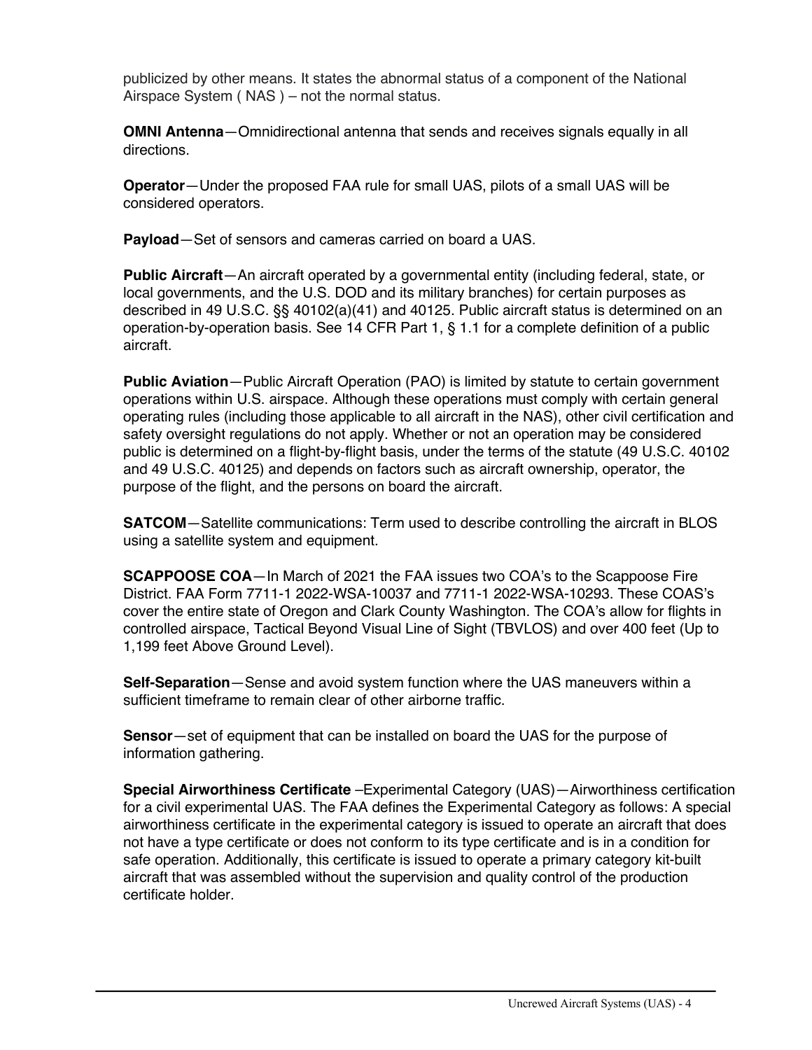publicized by other means. It states the abnormal status of a component of the National Airspace System ( NAS ) – not the normal status.

**OMNI Antenna**—Omnidirectional antenna that sends and receives signals equally in all directions.

**Operator**—Under the proposed FAA rule for small UAS, pilots of a small UAS will be considered operators.

**Payload**—Set of sensors and cameras carried on board a UAS.

**Public Aircraft**—An aircraft operated by a governmental entity (including federal, state, or local governments, and the U.S. DOD and its military branches) for certain purposes as described in 49 U.S.C. §§ 40102(a)(41) and 40125. Public aircraft status is determined on an operation-by-operation basis. See 14 CFR Part 1, § 1.1 for a complete definition of a public aircraft.

**Public Aviation**—Public Aircraft Operation (PAO) is limited by statute to certain government operations within U.S. airspace. Although these operations must comply with certain general operating rules (including those applicable to all aircraft in the NAS), other civil certification and safety oversight regulations do not apply. Whether or not an operation may be considered public is determined on a flight-by-flight basis, under the terms of the statute (49 U.S.C. 40102 and 49 U.S.C. 40125) and depends on factors such as aircraft ownership, operator, the purpose of the flight, and the persons on board the aircraft.

**SATCOM**—Satellite communications: Term used to describe controlling the aircraft in BLOS using a satellite system and equipment.

**SCAPPOOSE COA**—In March of 2021 the FAA issues two COA's to the Scappoose Fire District. FAA Form 7711-1 2022-WSA-10037 and 7711-1 2022-WSA-10293. These COAS's cover the entire state of Oregon and Clark County Washington. The COA's allow for flights in controlled airspace, Tactical Beyond Visual Line of Sight (TBVLOS) and over 400 feet (Up to 1,199 feet Above Ground Level).

**Self-Separation**—Sense and avoid system function where the UAS maneuvers within a sufficient timeframe to remain clear of other airborne traffic.

**Sensor**—set of equipment that can be installed on board the UAS for the purpose of information gathering.

**Special Airworthiness Certificate** –Experimental Category (UAS)—Airworthiness certification for a civil experimental UAS. The FAA defines the Experimental Category as follows: A special airworthiness certificate in the experimental category is issued to operate an aircraft that does not have a type certificate or does not conform to its type certificate and is in a condition for safe operation. Additionally, this certificate is issued to operate a primary category kit-built aircraft that was assembled without the supervision and quality control of the production certificate holder.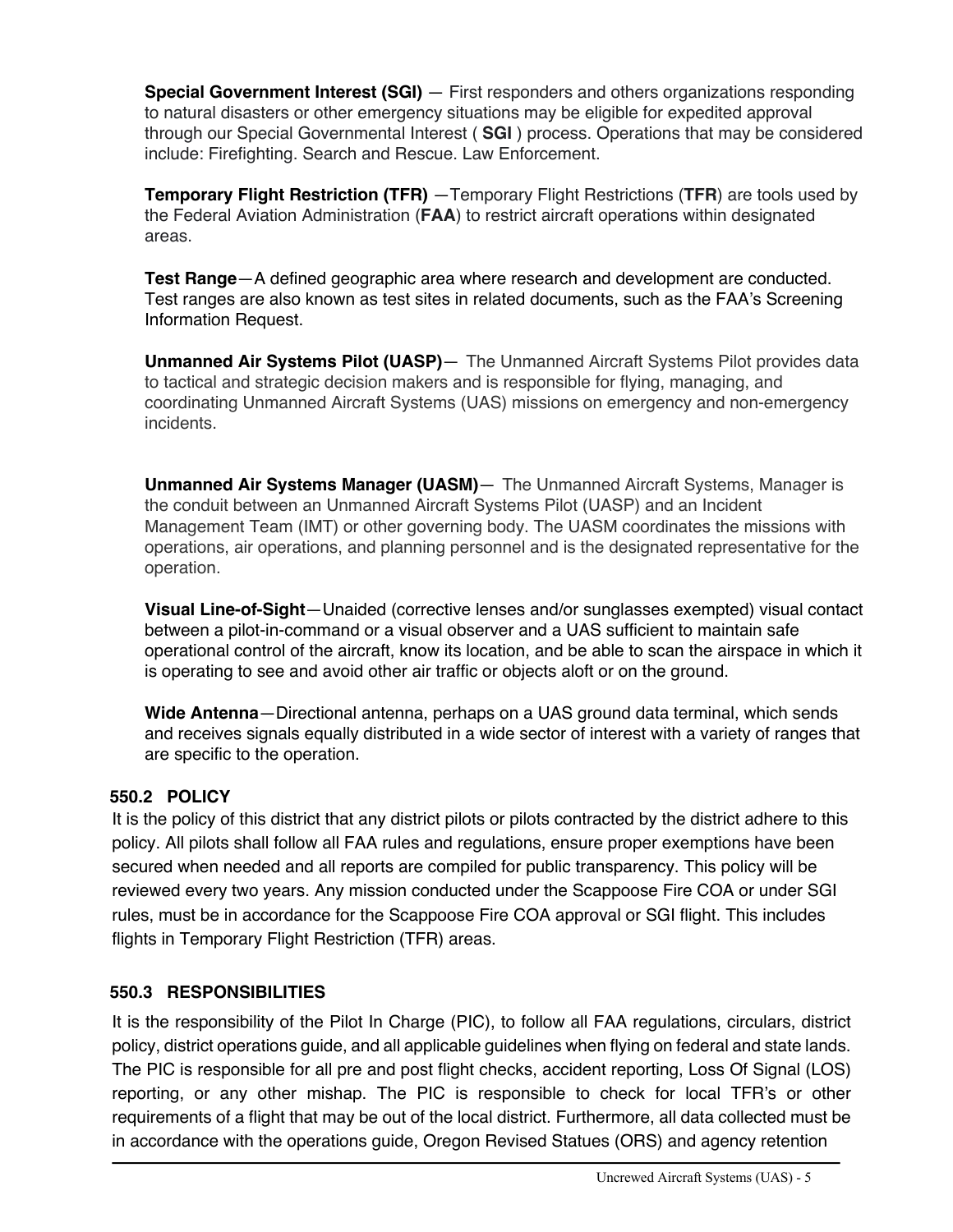**Special Government Interest (SGI)** — First responders and others organizations responding to natural disasters or other emergency situations may be eligible for expedited approval through our Special Governmental Interest ( **SGI** ) process. Operations that may be considered include: Firefighting. Search and Rescue. Law Enforcement.

**Temporary Flight Restriction (TFR)** —Temporary Flight Restrictions (**TFR**) are tools used by the Federal Aviation Administration (**FAA**) to restrict aircraft operations within designated areas.

**Test Range**—A defined geographic area where research and development are conducted. Test ranges are also known as test sites in related documents, such as the FAA's Screening Information Request.

**Unmanned Air Systems Pilot (UASP)**— The Unmanned Aircraft Systems Pilot provides data to tactical and strategic decision makers and is responsible for flying, managing, and coordinating Unmanned Aircraft Systems (UAS) missions on emergency and non-emergency incidents.

**Unmanned Air Systems Manager (UASM)**— The Unmanned Aircraft Systems, Manager is the conduit between an Unmanned Aircraft Systems Pilot (UASP) and an Incident Management Team (IMT) or other governing body. The UASM coordinates the missions with operations, air operations, and planning personnel and is the designated representative for the operation.

**Visual Line-of-Sight**—Unaided (corrective lenses and/or sunglasses exempted) visual contact between a pilot-in-command or a visual observer and a UAS sufficient to maintain safe operational control of the aircraft, know its location, and be able to scan the airspace in which it is operating to see and avoid other air traffic or objects aloft or on the ground.

**Wide Antenna**—Directional antenna, perhaps on a UAS ground data terminal, which sends and receives signals equally distributed in a wide sector of interest with a variety of ranges that are specific to the operation.

### 550.2 POLICY

It is the policy of this district that any district pilots or pilots contracted by the district adhere to this policy. All pilots shall follow all FAA rules and regulations, ensure proper exemptions have been secured when needed and all reports are compiled for public transparency. This policy will be reviewed every two years. Any mission conducted under the Scappoose Fire COA or under SGI rules, must be in accordance for the Scappoose Fire COA approval or SGI flight. This includes flights in Temporary Flight Restriction (TFR) areas.

### 550.3 RESPONSIBILITIES

It is the responsibility of the Pilot In Charge (PIC), to follow all FAA regulations, circulars, district policy, district operations guide, and all applicable guidelines when flying on federal and state lands. The PIC is responsible for all pre and post flight checks, accident reporting, Loss Of Signal (LOS) reporting, or any other mishap. The PIC is responsible to check for local TFR's or other requirements of a flight that may be out of the local district. Furthermore, all data collected must be in accordance with the operations guide, Oregon Revised Statues (ORS) and agency retention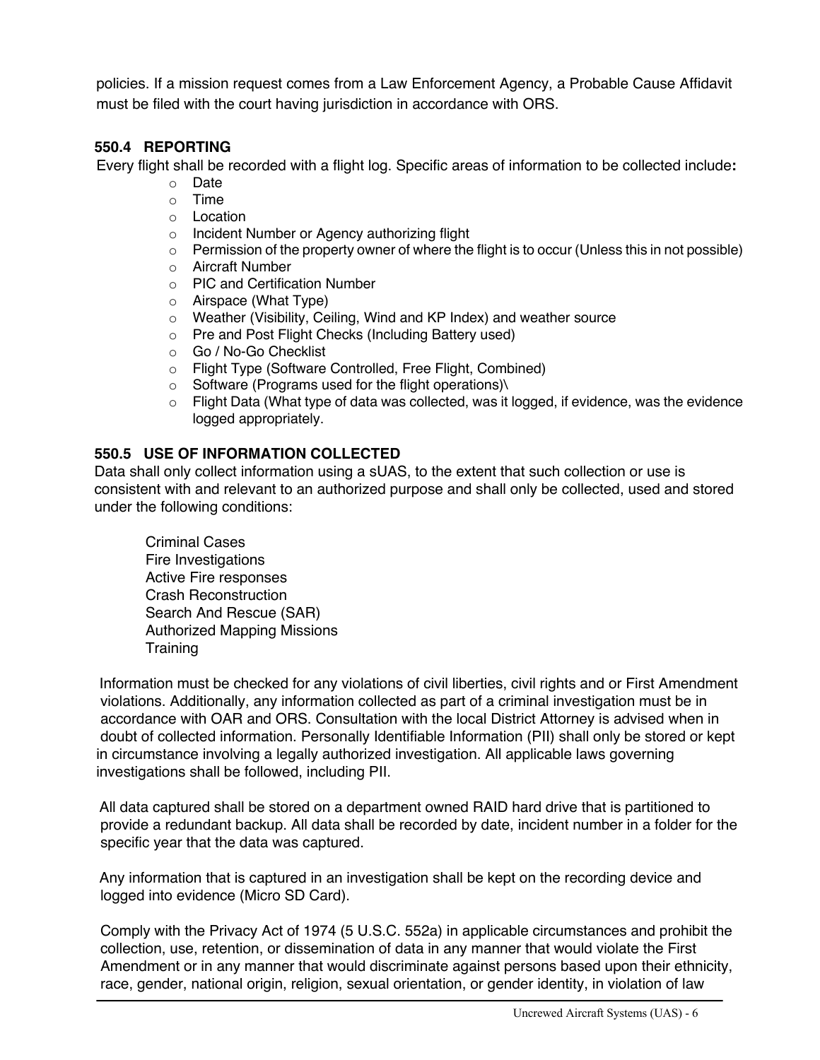policies. If a mission request comes from a Law Enforcement Agency, a Probable Cause Affidavit must be filed with the court having jurisdiction in accordance with ORS.

### 550.4 REPORTING

Every flight shall be recorded with a flight log. Specific areas of information to be collected include**:**

- Date
- Time
- Location
- Incident Number or Agency authorizing flight
- Permission of the property owner of where the flight is to occur (Unless this in not possible)
- Aircraft Number
- PIC and Certification Number
- Airspace (What Type)
- Weather (Visibility, Ceiling, Wind and KP Index) and weather source
- Pre and Post Flight Checks (Including Battery used)
- Go / No-Go Checklist
- Flight Type (Software Controlled, Free Flight, Combined)
- Software (Programs used for the flight operations)\
- Flight Data (What type of data was collected, was it logged, if evidence, was the evidence logged appropriately.

### 550.5 USE OF INFORMATION COLLECTED

Data shall only collect information using a sUAS, to the extent that such collection or use is consistent with and relevant to an authorized purpose and shall only be collected, used and stored under the following conditions:

Criminal Cases
Fire Investigations
Active Fire responses
Crash Reconstruction
Search And Rescue (SAR)
Authorized Mapping Missions
Training

Information must be checked for any violations of civil liberties, civil rights and or First Amendment violations. Additionally, any information collected as part of a criminal investigation must be in accordance with OAR and ORS. Consultation with the local District Attorney is advised when in doubt of collected information. Personally Identifiable Information (PII) shall only be stored or kept in circumstance involving a legally authorized investigation. All applicable laws governing investigations shall be followed, including PII.

All data captured shall be stored on a department owned RAID hard drive that is partitioned to provide a redundant backup. All data shall be recorded by date, incident number in a folder for the specific year that the data was captured.

Any information that is captured in an investigation shall be kept on the recording device and logged into evidence (Micro SD Card).

Comply with the Privacy Act of 1974 (5 U.S.C. 552a) in applicable circumstances and prohibit the collection, use, retention, or dissemination of data in any manner that would violate the First Amendment or in any manner that would discriminate against persons based upon their ethnicity, race, gender, national origin, religion, sexual orientation, or gender identity, in violation of law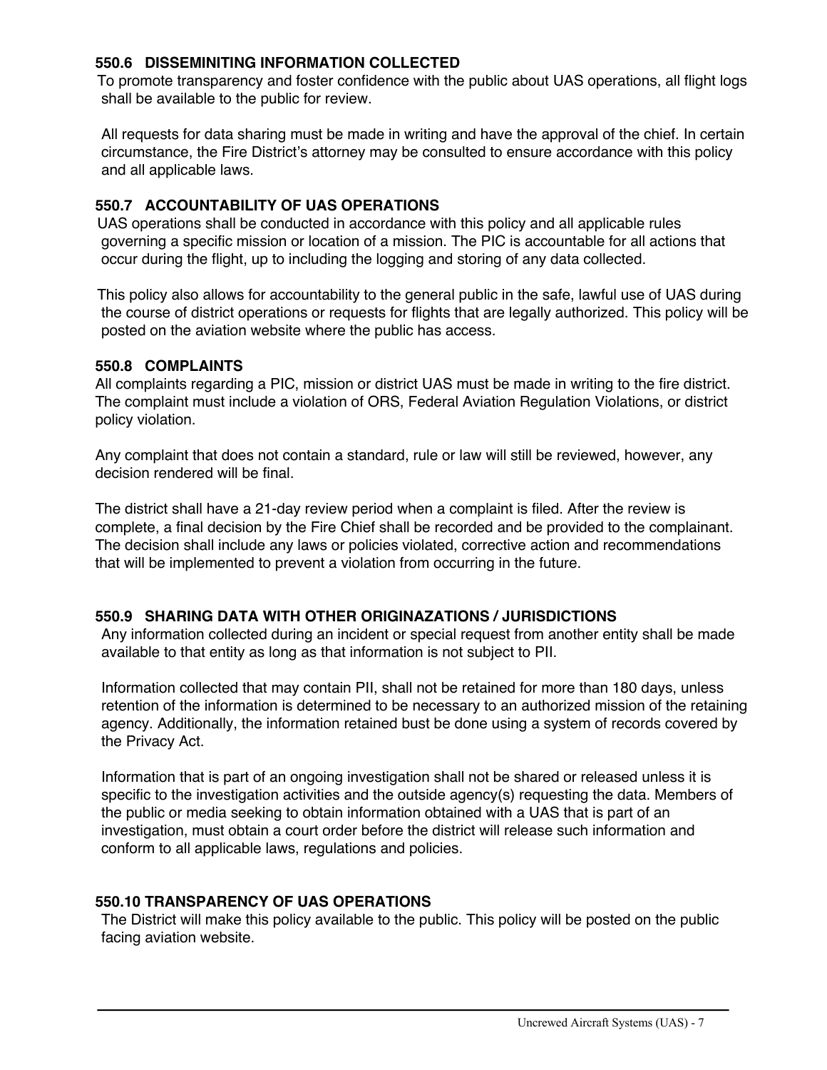### 550.6 DISSEMINITING INFORMATION COLLECTED

To promote transparency and foster confidence with the public about UAS operations, all flight logs shall be available to the public for review.

All requests for data sharing must be made in writing and have the approval of the chief. In certain circumstance, the Fire District's attorney may be consulted to ensure accordance with this policy and all applicable laws.

### 550.7 ACCOUNTABILITY OF UAS OPERATIONS

UAS operations shall be conducted in accordance with this policy and all applicable rules governing a specific mission or location of a mission. The PIC is accountable for all actions that occur during the flight, up to including the logging and storing of any data collected.

This policy also allows for accountability to the general public in the safe, lawful use of UAS during the course of district operations or requests for flights that are legally authorized. This policy will be posted on the aviation website where the public has access.

### 550.8 COMPLAINTS

All complaints regarding a PIC, mission or district UAS must be made in writing to the fire district. The complaint must include a violation of ORS, Federal Aviation Regulation Violations, or district policy violation.

Any complaint that does not contain a standard, rule or law will still be reviewed, however, any decision rendered will be final.

The district shall have a 21-day review period when a complaint is filed. After the review is complete, a final decision by the Fire Chief shall be recorded and be provided to the complainant. The decision shall include any laws or policies violated, corrective action and recommendations that will be implemented to prevent a violation from occurring in the future.

### 550.9 SHARING DATA WITH OTHER ORIGINAZATIONS / JURISDICTIONS

Any information collected during an incident or special request from another entity shall be made available to that entity as long as that information is not subject to PII.

Information collected that may contain PII, shall not be retained for more than 180 days, unless retention of the information is determined to be necessary to an authorized mission of the retaining agency. Additionally, the information retained bust be done using a system of records covered by the Privacy Act.

Information that is part of an ongoing investigation shall not be shared or released unless it is specific to the investigation activities and the outside agency(s) requesting the data. Members of the public or media seeking to obtain information obtained with a UAS that is part of an investigation, must obtain a court order before the district will release such information and conform to all applicable laws, regulations and policies.

### 550.10 TRANSPARENCY OF UAS OPERATIONS

The District will make this policy available to the public. This policy will be posted on the public facing aviation website.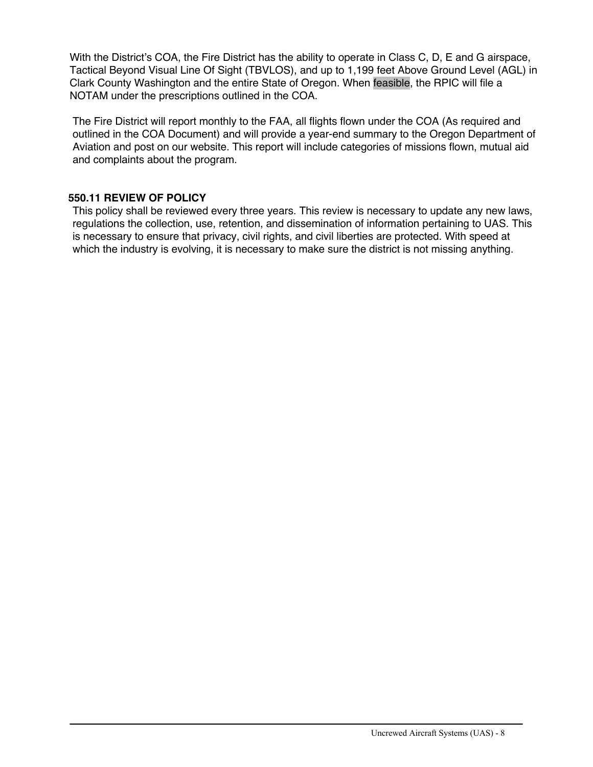With the District's COA, the Fire District has the ability to operate in Class C, D, E and G airspace, Tactical Beyond Visual Line Of Sight (TBVLOS), and up to 1,199 feet Above Ground Level (AGL) in Clark County Washington and the entire State of Oregon. When feasible, the RPIC will file a NOTAM under the prescriptions outlined in the COA.

The Fire District will report monthly to the FAA, all flights flown under the COA (As required and outlined in the COA Document) and will provide a year-end summary to the Oregon Department of Aviation and post on our website. This report will include categories of missions flown, mutual aid and complaints about the program.

**550.11 REVIEW OF POLICY**

This policy shall be reviewed every three years. This review is necessary to update any new laws, regulations the collection, use, retention, and dissemination of information pertaining to UAS. This is necessary to ensure that privacy, civil rights, and civil liberties are protected. With speed at which the industry is evolving, it is necessary to make sure the district is not missing anything.